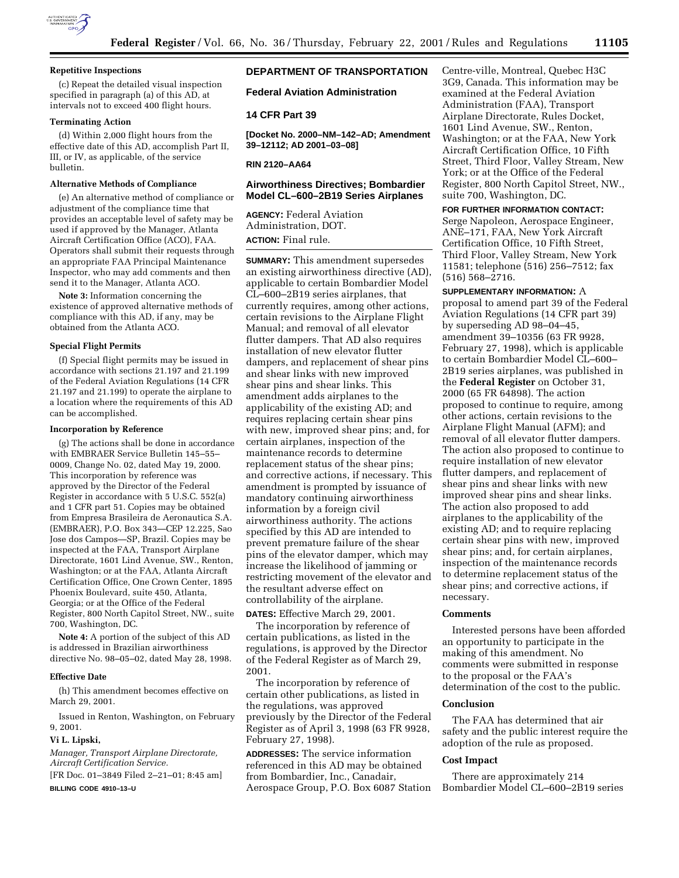**Repetitive Inspections**

(c) Repeat the detailed visual inspection specified in paragraph (a) of this AD, at intervals not to exceed 400 flight hours.

**Terminating Action**

(d) Within 2,000 flight hours from the effective date of this AD, accomplish Part II, III, or IV, as applicable, of the service bulletin.

**Alternative Methods of Compliance**

(e) An alternative method of compliance or adjustment of the compliance time that provides an acceptable level of safety may be used if approved by the Manager, Atlanta Aircraft Certification Office (ACO), FAA. Operators shall submit their requests through an appropriate FAA Principal Maintenance Inspector, who may add comments and then send it to the Manager, Atlanta ACO.

**Note 3:** Information concerning the existence of approved alternative methods of compliance with this AD, if any, may be obtained from the Atlanta ACO.

**Special Flight Permits**

(f) Special flight permits may be issued in accordance with sections 21.197 and 21.199 of the Federal Aviation Regulations (14 CFR 21.197 and 21.199) to operate the airplane to a location where the requirements of this AD can be accomplished.

**Incorporation by Reference**

(g) The actions shall be done in accordance with EMBRAER Service Bulletin 145–55–0009, Change No. 02, dated May 19, 2000. This incorporation by reference was approved by the Director of the Federal Register in accordance with 5 U.S.C. 552(a) and 1 CFR part 51. Copies may be obtained from Empresa Brasileira de Aeronautica S.A. (EMBRAER), P.O. Box 343—CEP 12.225, Sao Jose dos Campos—SP, Brazil. Copies may be inspected at the FAA, Transport Airplane Directorate, 1601 Lind Avenue, SW., Renton, Washington; or at the FAA, Atlanta Aircraft Certification Office, One Crown Center, 1895 Phoenix Boulevard, suite 450, Atlanta, Georgia; or at the Office of the Federal Register, 800 North Capitol Street, NW., suite 700, Washington, DC.

**Note 4:** A portion of the subject of this AD is addressed in Brazilian airworthiness directive No. 98–05–02, dated May 28, 1998.

**Effective Date**

(h) This amendment becomes effective on March 29, 2001.

Issued in Renton, Washington, on February 9, 2001.

**Vi L. Lipski,**

*Manager, Transport Airplane Directorate, Aircraft Certification Service.*

[FR Doc. 01–3849 Filed 2–21–01; 8:45 am]

**BILLING CODE 4910–13–U**

## DEPARTMENT OF TRANSPORTATION

### Federal Aviation Administration

### 14 CFR Part 39

**[Docket No. 2000–NM–142–AD; Amendment 39–12112; AD 2001–03–08]**

**RIN 2120–AA64**

### Airworthiness Directives; Bombardier Model CL–600–2B19 Series Airplanes

**AGENCY:** Federal Aviation Administration, DOT.

**ACTION:** Final rule.

**SUMMARY:** This amendment supersedes an existing airworthiness directive (AD), applicable to certain Bombardier Model CL–600–2B19 series airplanes, that currently requires, among other actions, certain revisions to the Airplane Flight Manual; and removal of all elevator flutter dampers. That AD also requires installation of new elevator flutter dampers, and replacement of shear pins and shear links with new improved shear pins and shear links. This amendment adds airplanes to the applicability of the existing AD; and requires replacing certain shear pins with new, improved shear pins; and, for certain airplanes, inspection of the maintenance records to determine replacement status of the shear pins; and corrective actions, if necessary. This amendment is prompted by issuance of mandatory continuing airworthiness information by a foreign civil airworthiness authority. The actions specified by this AD are intended to prevent premature failure of the shear pins of the elevator damper, which may increase the likelihood of jamming or restricting movement of the elevator and the resultant adverse effect on controllability of the airplane.

**DATES:** Effective March 29, 2001.

The incorporation by reference of certain publications, as listed in the regulations, is approved by the Director of the Federal Register as of March 29, 2001.

The incorporation by reference of certain other publications, as listed in the regulations, was approved previously by the Director of the Federal Register as of April 3, 1998 (63 FR 9928, February 27, 1998).

**ADDRESSES:** The service information referenced in this AD may be obtained from Bombardier, Inc., Canadair, Aerospace Group, P.O. Box 6087 Station Centre-ville, Montreal, Quebec H3C 3G9, Canada. This information may be examined at the Federal Aviation Administration (FAA), Transport Airplane Directorate, Rules Docket, 1601 Lind Avenue, SW., Renton, Washington; or at the FAA, New York Aircraft Certification Office, 10 Fifth Street, Third Floor, Valley Stream, New York; or at the Office of the Federal Register, 800 North Capitol Street, NW., suite 700, Washington, DC.

**FOR FURTHER INFORMATION CONTACT:** Serge Napoleon, Aerospace Engineer, ANE–171, FAA, New York Aircraft Certification Office, 10 Fifth Street, Third Floor, Valley Stream, New York 11581; telephone (516) 256–7512; fax (516) 568–2716.

**SUPPLEMENTARY INFORMATION:** A proposal to amend part 39 of the Federal Aviation Regulations (14 CFR part 39) by superseding AD 98–04–45, amendment 39–10356 (63 FR 9928, February 27, 1998), which is applicable to certain Bombardier Model CL–600–2B19 series airplanes, was published in the **Federal Register** on October 31, 2000 (65 FR 64898). The action proposed to continue to require, among other actions, certain revisions to the Airplane Flight Manual (AFM); and removal of all elevator flutter dampers. The action also proposed to continue to require installation of new elevator flutter dampers, and replacement of shear pins and shear links with new improved shear pins and shear links. The action also proposed to add airplanes to the applicability of the existing AD; and to require replacing certain shear pins with new, improved shear pins; and, for certain airplanes, inspection of the maintenance records to determine replacement status of the shear pins; and corrective actions, if necessary.

### Comments

Interested persons have been afforded an opportunity to participate in the making of this amendment. No comments were submitted in response to the proposal or the FAA's determination of the cost to the public.

### Conclusion

The FAA has determined that air safety and the public interest require the adoption of the rule as proposed.

### Cost Impact

There are approximately 214 Bombardier Model CL–600–2B19 series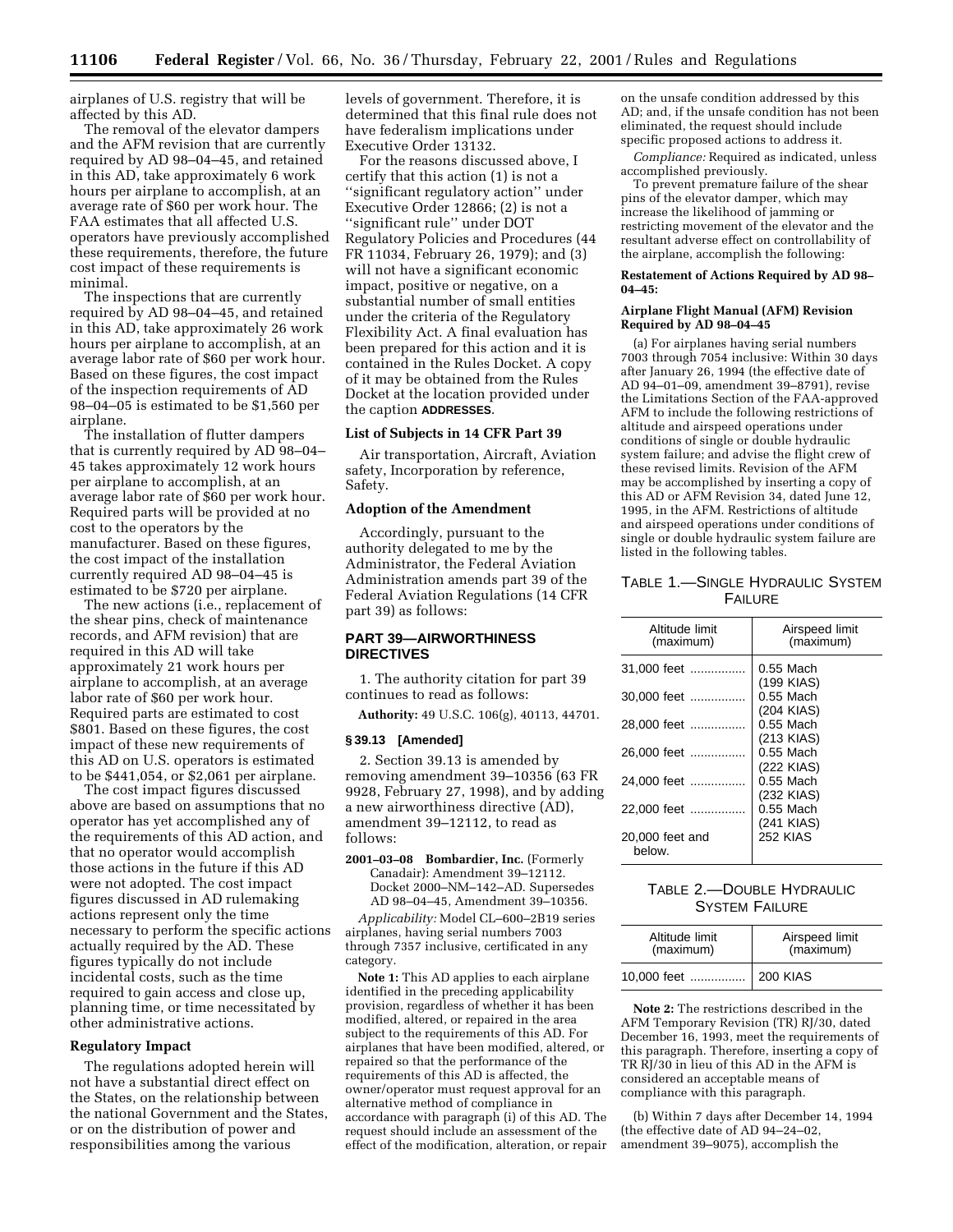airplanes of U.S. registry that will be affected by this AD.

The removal of the elevator dampers and the AFM revision that are currently required by AD 98–04–45, and retained in this AD, take approximately 6 work hours per airplane to accomplish, at an average rate of $60 per work hour. The FAA estimates that all affected U.S. operators have previously accomplished these requirements, therefore, the future cost impact of these requirements is minimal.

The inspections that are currently required by AD 98–04–45, and retained in this AD, take approximately 26 work hours per airplane to accomplish, at an average labor rate of $60 per work hour. Based on these figures, the cost impact of the inspection requirements of AD 98–04–05 is estimated to be $1,560 per airplane.

The installation of flutter dampers that is currently required by AD 98–04–45 takes approximately 12 work hours per airplane to accomplish, at an average labor rate of $60 per work hour. Required parts will be provided at no cost to the operators by the manufacturer. Based on these figures, the cost impact of the installation currently required AD 98–04–45 is estimated to be $720 per airplane.

The new actions (i.e., replacement of the shear pins, check of maintenance records, and AFM revision) that are required in this AD will take approximately 21 work hours per airplane to accomplish, at an average labor rate of $60 per work hour. Required parts are estimated to cost $801. Based on these figures, the cost impact of these new requirements of this AD on U.S. operators is estimated to be $441,054, or $2,061 per airplane.

The cost impact figures discussed above are based on assumptions that no operator has yet accomplished any of the requirements of this AD action, and that no operator would accomplish those actions in the future if this AD were not adopted. The cost impact figures discussed in AD rulemaking actions represent only the time necessary to perform the specific actions actually required by the AD. These figures typically do not include incidental costs, such as the time required to gain access and close up, planning time, or time necessitated by other administrative actions.

**Regulatory Impact**

The regulations adopted herein will not have a substantial direct effect on the States, on the relationship between the national Government and the States, or on the distribution of power and responsibilities among the various levels of government. Therefore, it is determined that this final rule does not have federalism implications under Executive Order 13132.

For the reasons discussed above, I certify that this action (1) is not a ''significant regulatory action'' under Executive Order 12866; (2) is not a ''significant rule'' under DOT Regulatory Policies and Procedures (44 FR 11034, February 26, 1979); and (3) will not have a significant economic impact, positive or negative, on a substantial number of small entities under the criteria of the Regulatory Flexibility Act. A final evaluation has been prepared for this action and it is contained in the Rules Docket. A copy of it may be obtained from the Rules Docket at the location provided under the caption **ADDRESSES**.

**List of Subjects in 14 CFR Part 39**

Air transportation, Aircraft, Aviation safety, Incorporation by reference, Safety.

**Adoption of the Amendment**

Accordingly, pursuant to the authority delegated to me by the Administrator, the Federal Aviation Administration amends part 39 of the Federal Aviation Regulations (14 CFR part 39) as follows:

## PART 39—AIRWORTHINESS DIRECTIVES

1. The authority citation for part 39 continues to read as follows:

**Authority:** 49 U.S.C. 106(g), 40113, 44701.

**§ 39.13 [Amended]**

2. Section 39.13 is amended by removing amendment 39–10356 (63 FR 9928, February 27, 1998), and by adding a new airworthiness directive (AD), amendment 39–12112, to read as follows:

**2001–03–08 Bombardier, Inc.** (Formerly Canadair): Amendment 39–12112. Docket 2000–NM–142–AD. Supersedes AD 98–04–45, Amendment 39–10356.

*Applicability:* Model CL–600–2B19 series airplanes, having serial numbers 7003 through 7357 inclusive, certificated in any category.

**Note 1:** This AD applies to each airplane identified in the preceding applicability provision, regardless of whether it has been modified, altered, or repaired in the area subject to the requirements of this AD. For airplanes that have been modified, altered, or repaired so that the performance of the requirements of this AD is affected, the owner/operator must request approval for an alternative method of compliance in accordance with paragraph (i) of this AD. The request should include an assessment of the effect of the modification, alteration, or repair on the unsafe condition addressed by this AD; and, if the unsafe condition has not been eliminated, the request should include specific proposed actions to address it.

*Compliance:* Required as indicated, unless accomplished previously.

To prevent premature failure of the shear pins of the elevator damper, which may increase the likelihood of jamming or restricting movement of the elevator and the resultant adverse effect on controllability of the airplane, accomplish the following:

**Restatement of Actions Required by AD 98–04–45:**

**Airplane Flight Manual (AFM) Revision Required by AD 98–04–45**

(a) For airplanes having serial numbers 7003 through 7054 inclusive: Within 30 days after January 26, 1994 (the effective date of AD 94–01–09, amendment 39–8791), revise the Limitations Section of the FAA-approved AFM to include the following restrictions of altitude and airspeed operations under conditions of single or double hydraulic system failure; and advise the flight crew of these revised limits. Revision of the AFM may be accomplished by inserting a copy of this AD or AFM Revision 34, dated June 12, 1995, in the AFM. Restrictions of altitude and airspeed operations under conditions of single or double hydraulic system failure are listed in the following tables.

TABLE 1.—SINGLE HYDRAULIC SYSTEM FAILURE

| Altitude limit (maximum) | Airspeed limit (maximum) |
|---|---|
| 31,000 feet | 0.55 Mach (199 KIAS) |
| 30,000 feet | 0.55 Mach (204 KIAS) |
| 28,000 feet | 0.55 Mach (213 KIAS) |
| 26,000 feet | 0.55 Mach (222 KIAS) |
| 24,000 feet | 0.55 Mach (232 KIAS) |
| 22,000 feet | 0.55 Mach (241 KIAS) |
| 20,000 feet and below. | 252 KIAS |

TABLE 2.—DOUBLE HYDRAULIC SYSTEM FAILURE

| Altitude limit (maximum) | Airspeed limit (maximum) |
|---|---|
| 10,000 feet | 200 KIAS |

**Note 2:** The restrictions described in the AFM Temporary Revision (TR) RJ/30, dated December 16, 1993, meet the requirements of this paragraph. Therefore, inserting a copy of TR RJ/30 in lieu of this AD in the AFM is considered an acceptable means of compliance with this paragraph.

(b) Within 7 days after December 14, 1994 (the effective date of AD 94–24–02, amendment 39–9075), accomplish the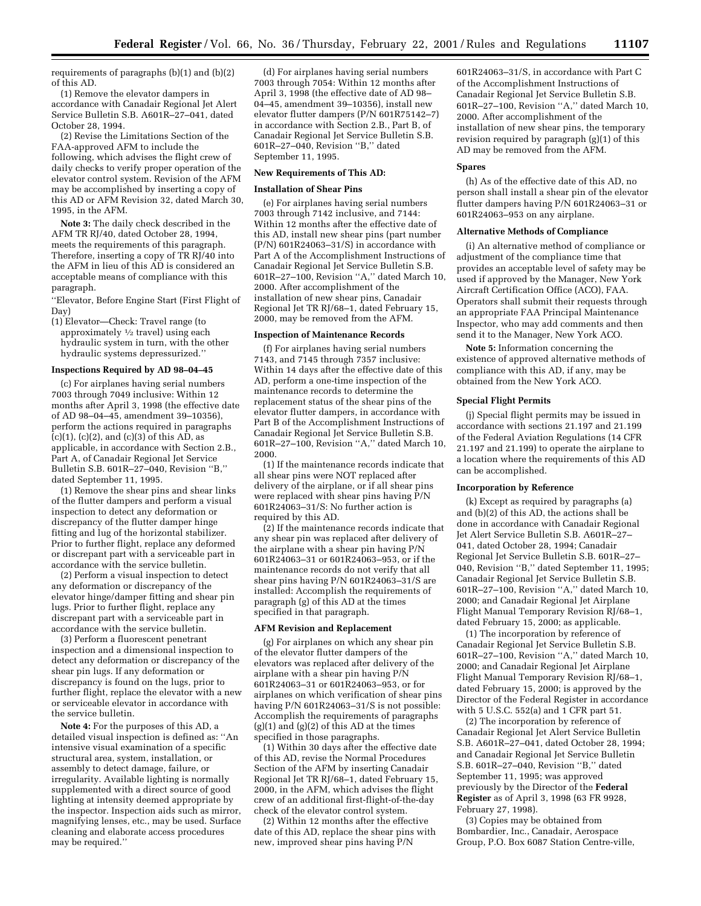requirements of paragraphs (b)(1) and (b)(2) of this AD.

(1) Remove the elevator dampers in accordance with Canadair Regional Jet Alert Service Bulletin S.B. A601R–27–041, dated October 28, 1994.

(2) Revise the Limitations Section of the FAA-approved AFM to include the following, which advises the flight crew of daily checks to verify proper operation of the elevator control system. Revision of the AFM may be accomplished by inserting a copy of this AD or AFM Revision 32, dated March 30, 1995, in the AFM.

**Note 3:** The daily check described in the AFM TR RJ/40, dated October 28, 1994, meets the requirements of this paragraph. Therefore, inserting a copy of TR RJ/40 into the AFM in lieu of this AD is considered an acceptable means of compliance with this paragraph.

''Elevator, Before Engine Start (First Flight of Day)

(1) Elevator—Check: Travel range (to approximately ½ travel) using each hydraulic system in turn, with the other hydraulic systems depressurized.''

**Inspections Required by AD 98–04–45**

(c) For airplanes having serial numbers 7003 through 7049 inclusive: Within 12 months after April 3, 1998 (the effective date of AD 98–04–45, amendment 39–10356), perform the actions required in paragraphs (c)(1), (c)(2), and (c)(3) of this AD, as applicable, in accordance with Section 2.B., Part A, of Canadair Regional Jet Service Bulletin S.B. 601R–27–040, Revision ''B,'' dated September 11, 1995.

(1) Remove the shear pins and shear links of the flutter dampers and perform a visual inspection to detect any deformation or discrepancy of the flutter damper hinge fitting and lug of the horizontal stabilizer. Prior to further flight, replace any deformed or discrepant part with a serviceable part in accordance with the service bulletin.

(2) Perform a visual inspection to detect any deformation or discrepancy of the elevator hinge/damper fitting and shear pin lugs. Prior to further flight, replace any discrepant part with a serviceable part in accordance with the service bulletin.

(3) Perform a fluorescent penetrant inspection and a dimensional inspection to detect any deformation or discrepancy of the shear pin lugs. If any deformation or discrepancy is found on the lugs, prior to further flight, replace the elevator with a new or serviceable elevator in accordance with the service bulletin.

**Note 4:** For the purposes of this AD, a detailed visual inspection is defined as: ''An intensive visual examination of a specific structural area, system, installation, or assembly to detect damage, failure, or irregularity. Available lighting is normally supplemented with a direct source of good lighting at intensity deemed appropriate by the inspector. Inspection aids such as mirror, magnifying lenses, etc., may be used. Surface cleaning and elaborate access procedures may be required.''

(d) For airplanes having serial numbers 7003 through 7054: Within 12 months after April 3, 1998 (the effective date of AD 98–04–45, amendment 39–10356), install new elevator flutter dampers (P/N 601R75142–7) in accordance with Section 2.B., Part B, of Canadair Regional Jet Service Bulletin S.B. 601R–27–040, Revision ''B,'' dated September 11, 1995.

**New Requirements of This AD:**

**Installation of Shear Pins**

(e) For airplanes having serial numbers 7003 through 7142 inclusive, and 7144: Within 12 months after the effective date of this AD, install new shear pins (part number (P/N) 601R24063–31/S) in accordance with Part A of the Accomplishment Instructions of Canadair Regional Jet Service Bulletin S.B. 601R–27–100, Revision ''A,'' dated March 10, 2000. After accomplishment of the installation of new shear pins, Canadair Regional Jet TR RJ/68–1, dated February 15, 2000, may be removed from the AFM.

**Inspection of Maintenance Records**

(f) For airplanes having serial numbers 7143, and 7145 through 7357 inclusive: Within 14 days after the effective date of this AD, perform a one-time inspection of the maintenance records to determine the replacement status of the shear pins of the elevator flutter dampers, in accordance with Part B of the Accomplishment Instructions of Canadair Regional Jet Service Bulletin S.B. 601R–27–100, Revision ''A,'' dated March 10, 2000.

(1) If the maintenance records indicate that all shear pins were NOT replaced after delivery of the airplane, or if all shear pins were replaced with shear pins having P/N 601R24063–31/S: No further action is required by this AD.

(2) If the maintenance records indicate that any shear pin was replaced after delivery of the airplane with a shear pin having P/N 601R24063–31 or 601R24063–953, or if the maintenance records do not verify that all shear pins having P/N 601R24063–31/S are installed: Accomplish the requirements of paragraph (g) of this AD at the times specified in that paragraph.

**AFM Revision and Replacement**

(g) For airplanes on which any shear pin of the elevator flutter dampers of the elevators was replaced after delivery of the airplane with a shear pin having P/N 601R24063–31 or 601R24063–953, or for airplanes on which verification of shear pins having P/N 601R24063–31/S is not possible: Accomplish the requirements of paragraphs (g)(1) and (g)(2) of this AD at the times specified in those paragraphs.

(1) Within 30 days after the effective date of this AD, revise the Normal Procedures Section of the AFM by inserting Canadair Regional Jet TR RJ/68–1, dated February 15, 2000, in the AFM, which advises the flight crew of an additional first-flight-of-the-day check of the elevator control system.

(2) Within 12 months after the effective date of this AD, replace the shear pins with new, improved shear pins having P/N 601R24063–31/S, in accordance with Part C of the Accomplishment Instructions of Canadair Regional Jet Service Bulletin S.B. 601R–27–100, Revision ''A,'' dated March 10, 2000. After accomplishment of the installation of new shear pins, the temporary revision required by paragraph (g)(1) of this AD may be removed from the AFM.

**Spares**

(h) As of the effective date of this AD, no person shall install a shear pin of the elevator flutter dampers having P/N 601R24063–31 or 601R24063–953 on any airplane.

**Alternative Methods of Compliance**

(i) An alternative method of compliance or adjustment of the compliance time that provides an acceptable level of safety may be used if approved by the Manager, New York Aircraft Certification Office (ACO), FAA. Operators shall submit their requests through an appropriate FAA Principal Maintenance Inspector, who may add comments and then send it to the Manager, New York ACO.

**Note 5:** Information concerning the existence of approved alternative methods of compliance with this AD, if any, may be obtained from the New York ACO.

**Special Flight Permits**

(j) Special flight permits may be issued in accordance with sections 21.197 and 21.199 of the Federal Aviation Regulations (14 CFR 21.197 and 21.199) to operate the airplane to a location where the requirements of this AD can be accomplished.

**Incorporation by Reference**

(k) Except as required by paragraphs (a) and (b)(2) of this AD, the actions shall be done in accordance with Canadair Regional Jet Alert Service Bulletin S.B. A601R–27–041, dated October 28, 1994; Canadair Regional Jet Service Bulletin S.B. 601R–27–040, Revision ''B,'' dated September 11, 1995; Canadair Regional Jet Service Bulletin S.B. 601R–27–100, Revision ''A,'' dated March 10, 2000; and Canadair Regional Jet Airplane Flight Manual Temporary Revision RJ/68–1, dated February 15, 2000; as applicable.

(1) The incorporation by reference of Canadair Regional Jet Service Bulletin S.B. 601R–27–100, Revision ''A,'' dated March 10, 2000; and Canadair Regional Jet Airplane Flight Manual Temporary Revision RJ/68–1, dated February 15, 2000; is approved by the Director of the Federal Register in accordance with 5 U.S.C. 552(a) and 1 CFR part 51.

(2) The incorporation by reference of Canadair Regional Jet Alert Service Bulletin S.B. A601R–27–041, dated October 28, 1994; and Canadair Regional Jet Service Bulletin S.B. 601R–27–040, Revision ''B,'' dated September 11, 1995; was approved previously by the Director of the **Federal Register** as of April 3, 1998 (63 FR 9928, February 27, 1998).

(3) Copies may be obtained from Bombardier, Inc., Canadair, Aerospace Group, P.O. Box 6087 Station Centre-ville,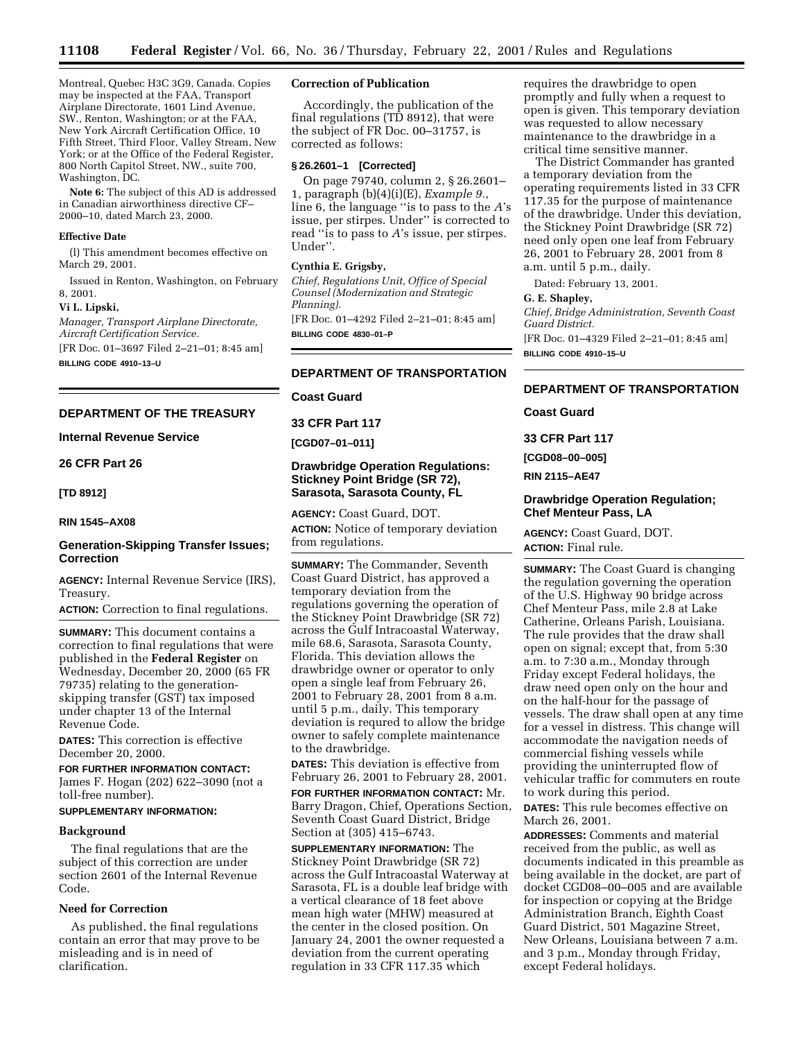Montreal, Quebec H3C 3G9, Canada. Copies may be inspected at the FAA, Transport Airplane Directorate, 1601 Lind Avenue, SW., Renton, Washington; or at the FAA, New York Aircraft Certification Office, 10 Fifth Street, Third Floor, Valley Stream, New York; or at the Office of the Federal Register, 800 North Capitol Street, NW., suite 700, Washington, DC.

**Note 6:** The subject of this AD is addressed in Canadian airworthiness directive CF–2000–10, dated March 23, 2000.

**Effective Date**

(l) This amendment becomes effective on March 29, 2001.

Issued in Renton, Washington, on February 8, 2001.

**Vi L. Lipski,**

*Manager, Transport Airplane Directorate, Aircraft Certification Service.*

[FR Doc. 01–3697 Filed 2–21–01; 8:45 am]

**BILLING CODE 4910–13–U**

## DEPARTMENT OF THE TREASURY

### Internal Revenue Service

### 26 CFR Part 26

**[TD 8912]**

**RIN 1545–AX08**

### Generation-Skipping Transfer Issues; Correction

**AGENCY:** Internal Revenue Service (IRS), Treasury.

**ACTION:** Correction to final regulations.

**SUMMARY:** This document contains a correction to final regulations that were published in the **Federal Register** on Wednesday, December 20, 2000 (65 FR 79735) relating to the generation-skipping transfer (GST) tax imposed under chapter 13 of the Internal Revenue Code.

**DATES:** This correction is effective December 20, 2000.

**FOR FURTHER INFORMATION CONTACT:** James F. Hogan (202) 622–3090 (not a toll-free number).

**SUPPLEMENTARY INFORMATION:**

**Background**

The final regulations that are the subject of this correction are under section 2601 of the Internal Revenue Code.

**Need for Correction**

As published, the final regulations contain an error that may prove to be misleading and is in need of clarification.

**Correction of Publication**

Accordingly, the publication of the final regulations (TD 8912), that were the subject of FR Doc. 00–31757, is corrected as follows:

**§ 26.2601–1 [Corrected]**

On page 79740, column 2, § 26.2601–1, paragraph (b)(4)(i)(E), *Example 9.*, line 6, the language "is to pass to the *A*'s issue, per stirpes. Under" is corrected to read "is to pass to *A*'s issue, per stirpes. Under".

**Cynthia E. Grigsby,**

*Chief, Regulations Unit, Office of Special Counsel (Modernization and Strategic Planning).*

[FR Doc. 01–4292 Filed 2–21–01; 8:45 am]

**BILLING CODE 4830–01–P**

## DEPARTMENT OF TRANSPORTATION

### Coast Guard

### 33 CFR Part 117

**[CGD07–01–011]**

### Drawbridge Operation Regulations: Stickney Point Bridge (SR 72), Sarasota, Sarasota County, FL

**AGENCY:** Coast Guard, DOT.

**ACTION:** Notice of temporary deviation from regulations.

**SUMMARY:** The Commander, Seventh Coast Guard District, has approved a temporary deviation from the regulations governing the operation of the Stickney Point Drawbridge (SR 72) across the Gulf Intracoastal Waterway, mile 68.6, Sarasota, Sarasota County, Florida. This deviation allows the drawbridge owner or operator to only open a single leaf from February 26, 2001 to February 28, 2001 from 8 a.m. until 5 p.m., daily. This temporary deviation is requred to allow the bridge owner to safely complete maintenance to the drawbridge.

**DATES:** This deviation is effective from February 26, 2001 to February 28, 2001.

**FOR FURTHER INFORMATION CONTACT:** Mr. Barry Dragon, Chief, Operations Section, Seventh Coast Guard District, Bridge Section at (305) 415–6743.

**SUPPLEMENTARY INFORMATION:** The Stickney Point Drawbridge (SR 72) across the Gulf Intracoastal Waterway at Sarasota, FL is a double leaf bridge with a vertical clearance of 18 feet above mean high water (MHW) measured at the center in the closed position. On January 24, 2001 the owner requested a deviation from the current operating regulation in 33 CFR 117.35 which requires the drawbridge to open promptly and fully when a request to open is given. This temporary deviation was requested to allow necessary maintenance to the drawbridge in a critical time sensitive manner.

The District Commander has granted a temporary deviation from the operating requirements listed in 33 CFR 117.35 for the purpose of maintenance of the drawbridge. Under this deviation, the Stickney Point Drawbridge (SR 72) need only open one leaf from February 26, 2001 to February 28, 2001 from 8 a.m. until 5 p.m., daily.

Dated: February 13, 2001.

**G. E. Shapley,**

*Chief, Bridge Administration, Seventh Coast Guard District.*

[FR Doc. 01–4329 Filed 2–21–01; 8:45 am]

**BILLING CODE 4910–15–U**

## DEPARTMENT OF TRANSPORTATION

### Coast Guard

### 33 CFR Part 117

**[CGD08–00–005]**

**RIN 2115–AE47**

### Drawbridge Operation Regulation; Chef Menteur Pass, LA

**AGENCY:** Coast Guard, DOT.

**ACTION:** Final rule.

**SUMMARY:** The Coast Guard is changing the regulation governing the operation of the U.S. Highway 90 bridge across Chef Menteur Pass, mile 2.8 at Lake Catherine, Orleans Parish, Louisiana. The rule provides that the draw shall open on signal; except that, from 5:30 a.m. to 7:30 a.m., Monday through Friday except Federal holidays, the draw need open only on the hour and on the half-hour for the passage of vessels. The draw shall open at any time for a vessel in distress. This change will accommodate the navigation needs of commercial fishing vessels while providing the uninterrupted flow of vehicular traffic for commuters en route to work during this period.

**DATES:** This rule becomes effective on March 26, 2001.

**ADDRESSES:** Comments and material received from the public, as well as documents indicated in this preamble as being available in the docket, are part of docket CGD08–00–005 and are available for inspection or copying at the Bridge Administration Branch, Eighth Coast Guard District, 501 Magazine Street, New Orleans, Louisiana between 7 a.m. and 3 p.m., Monday through Friday, except Federal holidays.